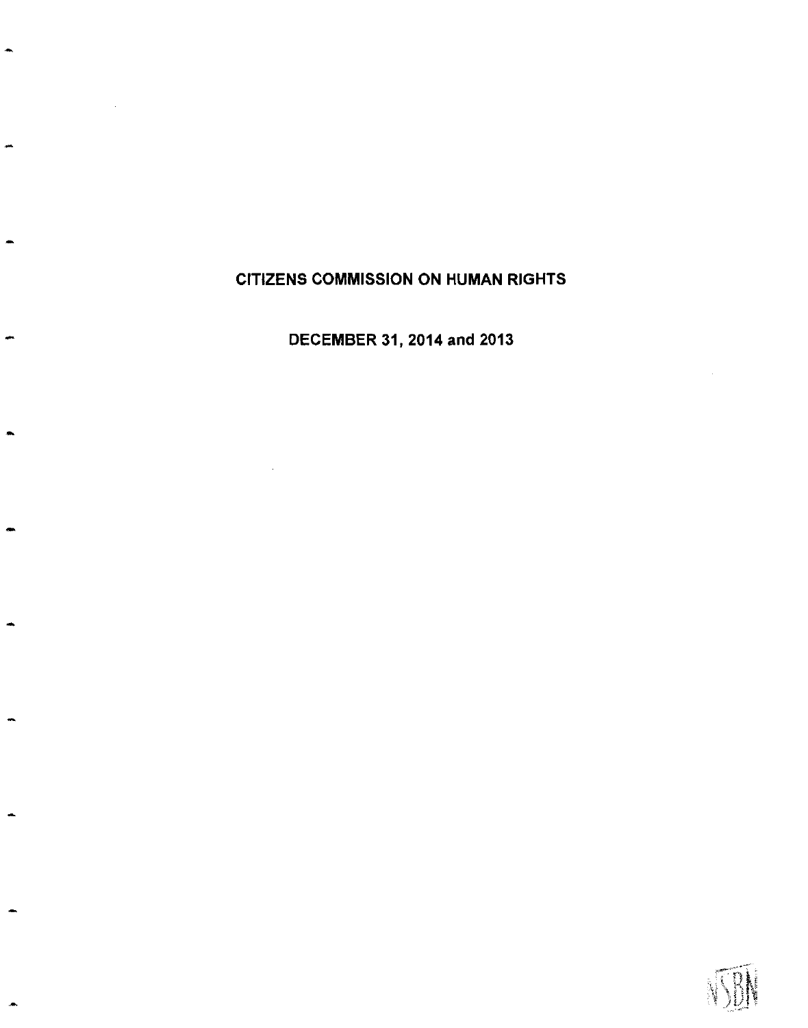# CITIZENS COMMISSION ON HUMAN RIGHTS

## DECEMBER 31, 2014 and 2013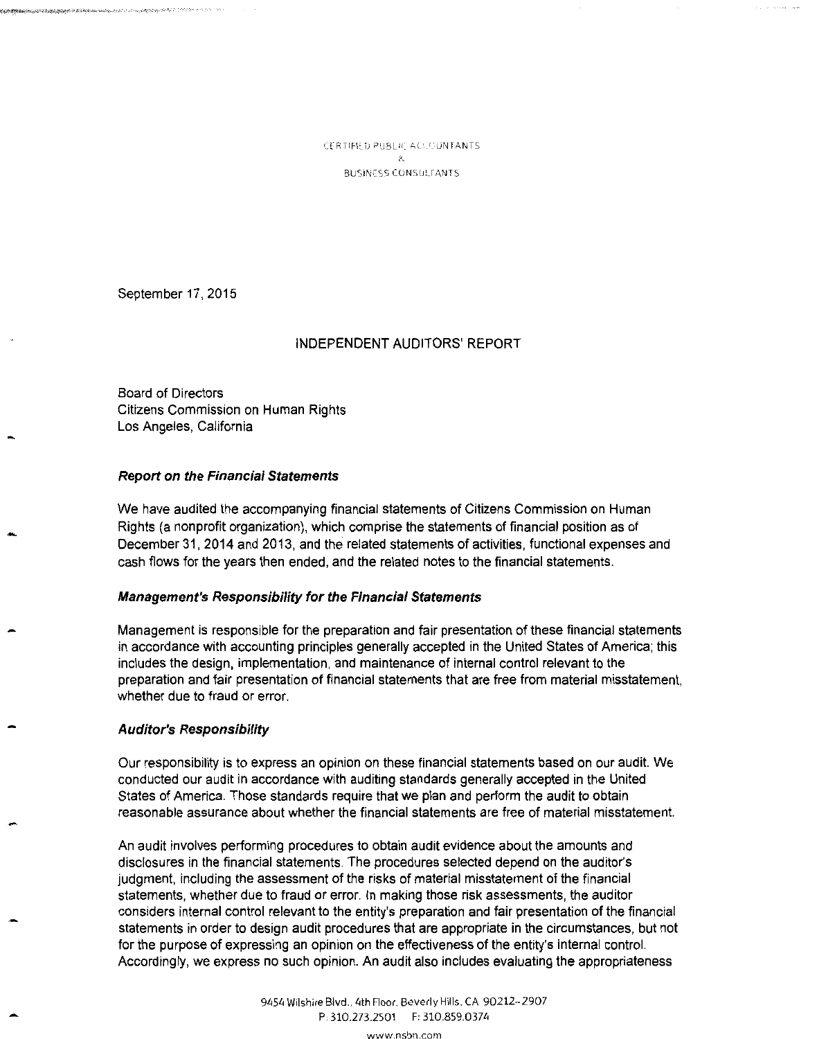CERTIFIED PUBLIC ACCOUNTANTS
&
BUSINESS CONSULTANTS

September 17, 2015

## INDEPENDENT AUDITORS' REPORT

Board of Directors
Citizens Commission on Human Rights
Los Angeles, California

***Report on the Financial Statements***

We have audited the accompanying financial statements of Citizens Commission on Human Rights (a nonprofit organization), which comprise the statements of financial position as of December 31, 2014 and 2013, and the related statements of activities, functional expenses and cash flows for the years then ended, and the related notes to the financial statements.

***Management's Responsibility for the Financial Statements***

Management is responsible for the preparation and fair presentation of these financial statements in accordance with accounting principles generally accepted in the United States of America; this includes the design, implementation, and maintenance of internal control relevant to the preparation and fair presentation of financial statements that are free from material misstatement, whether due to fraud or error.

***Auditor's Responsibility***

Our responsibility is to express an opinion on these financial statements based on our audit. We conducted our audit in accordance with auditing standards generally accepted in the United States of America. Those standards require that we plan and perform the audit to obtain reasonable assurance about whether the financial statements are free of material misstatement.

An audit involves performing procedures to obtain audit evidence about the amounts and disclosures in the financial statements. The procedures selected depend on the auditor's judgment, including the assessment of the risks of material misstatement of the financial statements, whether due to fraud or error. In making those risk assessments, the auditor considers internal control relevant to the entity's preparation and fair presentation of the financial statements in order to design audit procedures that are appropriate in the circumstances, but not for the purpose of expressing an opinion on the effectiveness of the entity's internal control. Accordingly, we express no such opinion. An audit also includes evaluating the appropriateness

9454 Wilshire Blvd., 4th Floor, Beverly Hills, CA 90212-2907
P: 310.273.2501 F: 310.859.0374
www.nsbn.com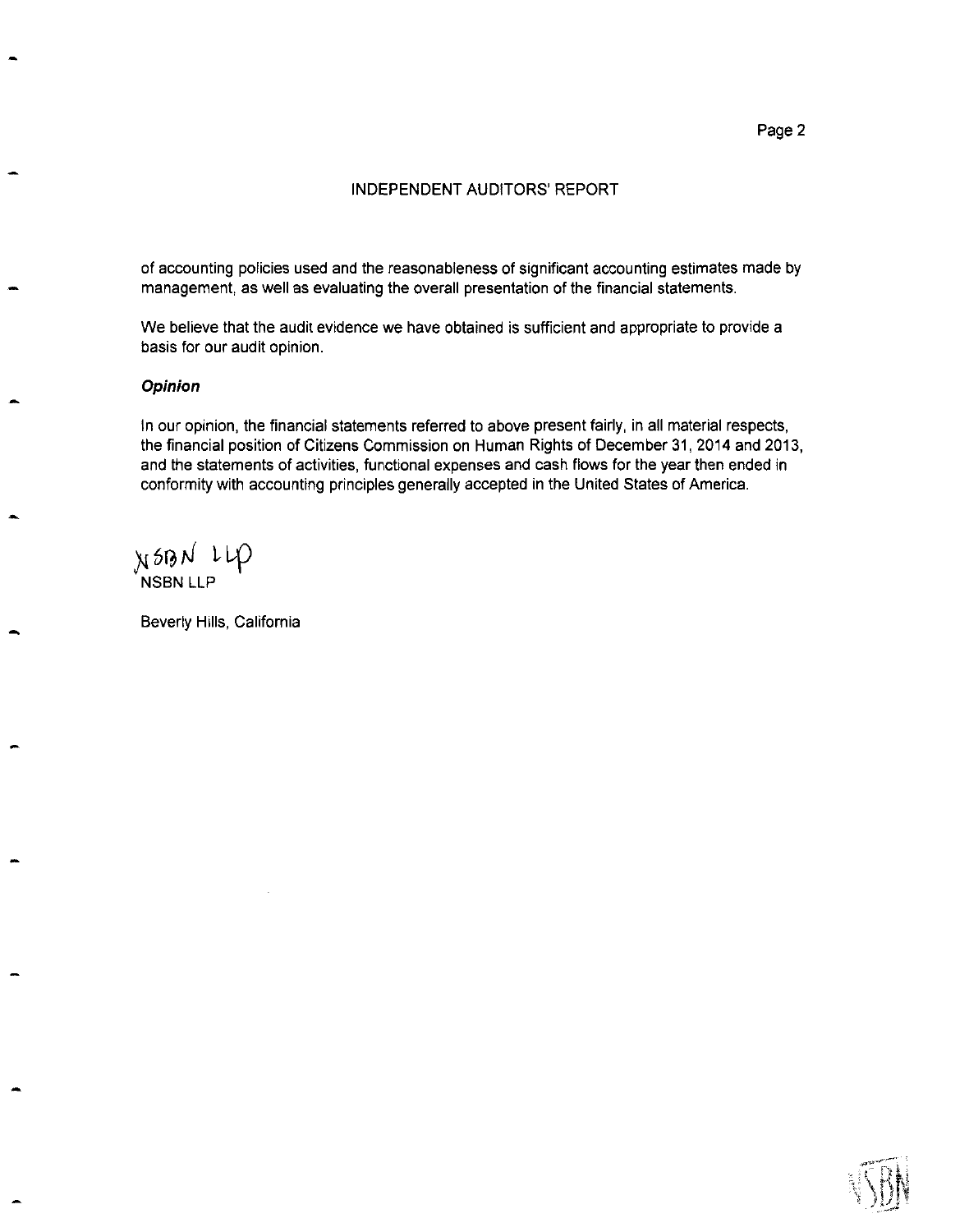## INDEPENDENT AUDITORS' REPORT

of accounting policies used and the reasonableness of significant accounting estimates made by management, as well as evaluating the overall presentation of the financial statements.

We believe that the audit evidence we have obtained is sufficient and appropriate to provide a basis for our audit opinion.

***Opinion***

In our opinion, the financial statements referred to above present fairly, in all material respects, the financial position of Citizens Commission on Human Rights of December 31, 2014 and 2013, and the statements of activities, functional expenses and cash flows for the year then ended in conformity with accounting principles generally accepted in the United States of America.

NSBN LLP

NSBN LLP

Beverly Hills, California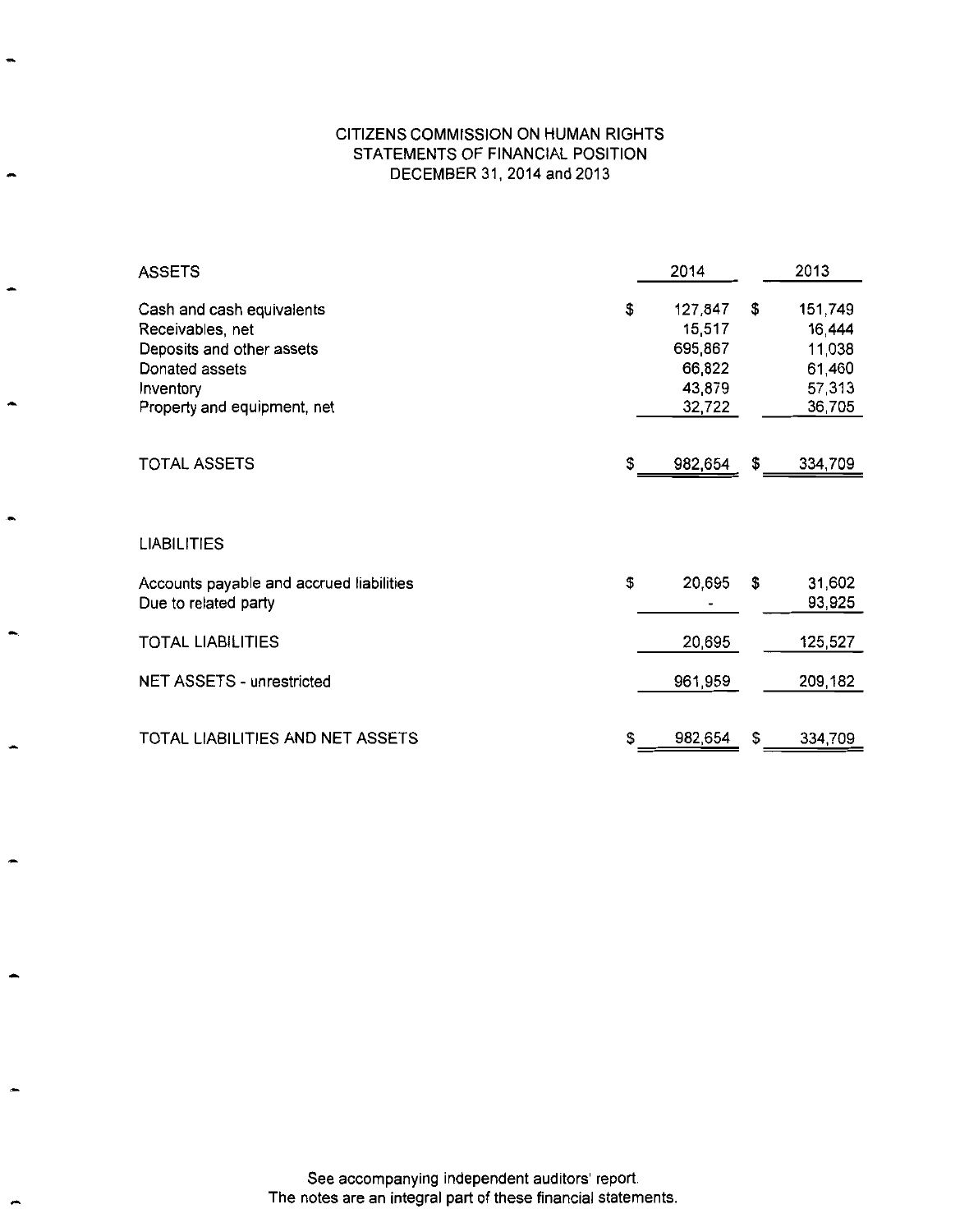# CITIZENS COMMISSION ON HUMAN RIGHTS
## STATEMENTS OF FINANCIAL POSITION
### DECEMBER 31, 2014 and 2013

| ASSETS | 2014 | 2013 |
|---|---|---|
| Cash and cash equivalents | $ 127,847 | $ 151,749 |
| Receivables, net | 15,517 | 16,444 |
| Deposits and other assets | 695,867 | 11,038 |
| Donated assets | 66,822 | 61,460 |
| Inventory | 43,879 | 57,313 |
| Property and equipment, net | 32,722 | 36,705 |
| TOTAL ASSETS | $ 982,654 | $ 334,709 |

| LIABILITIES | 2014 | 2013 |
|---|---|---|
| Accounts payable and accrued liabilities | $ 20,695 | $ 31,602 |
| Due to related party | - | 93,925 |
| TOTAL LIABILITIES | 20,695 | 125,527 |
| NET ASSETS - unrestricted | 961,959 | 209,182 |
| TOTAL LIABILITIES AND NET ASSETS | $ 982,654 | $ 334,709 |

See accompanying independent auditors' report.
The notes are an integral part of these financial statements.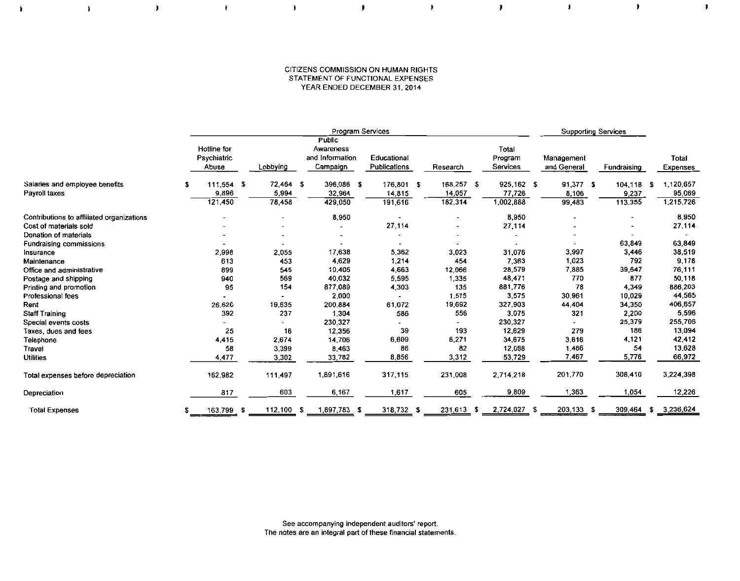CITIZENS COMMISSION ON HUMAN RIGHTS
STATEMENT OF FUNCTIONAL EXPENSES
YEAR ENDED DECEMBER 31, 2014

| | Program Services | | | | | | Supporting Services | | |
|---|---|---|---|---|---|---|---|---|---|
| | Hotline for Psychiatric Abuse | Lobbying | Public Awareness and Information Campaign | Educational Publications | Research | Total Program Services | Management and General | Fundraising | Total Expenses |
| Salaries and employee benefits | $ 111,554 | $ 72,464 | $ 396,086 | $ 176,801 | $ 168,257 | $ 925,162 | $ 91,377 | $ 104,118 | $ 1,120,657 |
| Payroll taxes | 9,896 | 5,994 | 32,964 | 14,815 | 14,057 | 77,726 | 8,106 | 9,237 | 95,069 |
| | 121,450 | 78,458 | 429,050 | 191,616 | 182,314 | 1,002,888 | 99,483 | 113,355 | 1,215,726 |
| Contributions to affiliated organizations | - | - | 8,950 | - | - | 8,950 | - | - | 8,950 |
| Cost of materials sold | - | - | - | 27,114 | - | 27,114 | - | - | 27,114 |
| Donation of materials | - | - | - | - | - | - | - | - | - |
| Fundraising commissions | - | - | - | - | - | - | - | 63,849 | 63,849 |
| Insurance | 2,998 | 2,055 | 17,638 | 5,362 | 3,023 | 31,076 | 3,997 | 3,446 | 38,519 |
| Maintenance | 613 | 453 | 4,629 | 1,214 | 454 | 7,363 | 1,023 | 792 | 9,178 |
| Office and administrative | 899 | 545 | 10,406 | 4,663 | 12,066 | 28,579 | 7,885 | 39,647 | 76,111 |
| Postage and shipping | 940 | 569 | 40,032 | 5,595 | 1,335 | 48,471 | 770 | 877 | 50,118 |
| Printing and promotion | 95 | 154 | 877,089 | 4,303 | 135 | 881,776 | 78 | 4,349 | 886,203 |
| Professional fees | - | - | 2,000 | - | 1,575 | 3,575 | 30,961 | 10,029 | 44,565 |
| Rent | 26,620 | 19,635 | 200,884 | 61,072 | 19,692 | 327,903 | 44,404 | 34,350 | 406,657 |
| Staff Training | 392 | 237 | 1,304 | 586 | 556 | 3,075 | 321 | 2,200 | 5,596 |
| Special events costs | - | - | 230,327 | - | - | 230,327 | - | 25,379 | 255,706 |
| Taxes, dues and fees | 25 | 16 | 12,356 | 39 | 193 | 12,629 | 279 | 186 | 13,094 |
| Telephone | 4,415 | 2,674 | 14,706 | 6,609 | 6,271 | 34,675 | 3,616 | 4,121 | 42,412 |
| Travel | 58 | 3,399 | 8,463 | 86 | 82 | 12,088 | 1,486 | 54 | 13,628 |
| Utilities | 4,477 | 3,302 | 33,782 | 8,856 | 3,312 | 53,729 | 7,467 | 5,776 | 66,972 |
| Total expenses before depreciation | 162,982 | 111,497 | 1,891,616 | 317,115 | 231,008 | 2,714,218 | 201,770 | 308,410 | 3,224,398 |
| Depreciation | 817 | 603 | 6,167 | 1,617 | 605 | 9,809 | 1,363 | 1,054 | 12,226 |
| Total Expenses | $ 163,799 | $ 112,100 | $ 1,897,783 | $ 318,732 | $ 231,613 | $ 2,724,027 | $ 203,133 | $ 309,464 | $ 3,236,624 |

See accompanying independent auditors' report.
The notes are an integral part of these financial statements.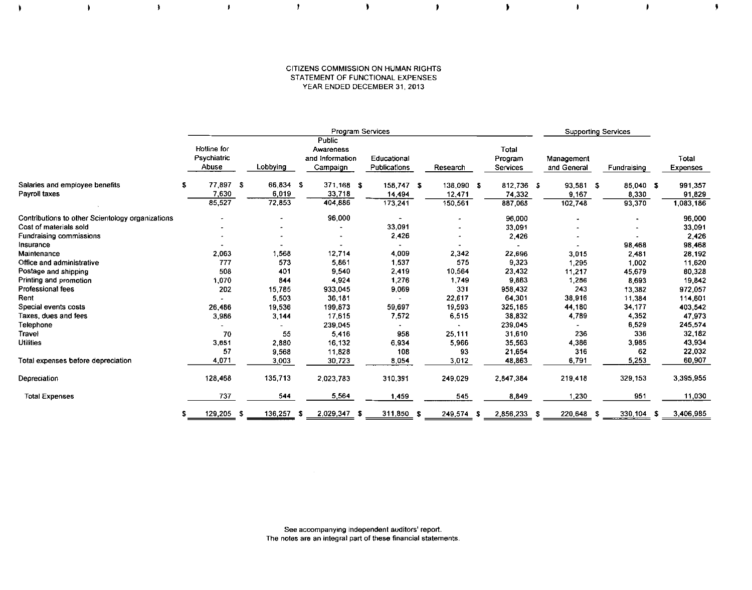CITIZENS COMMISSION ON HUMAN RIGHTS
STATEMENT OF FUNCTIONAL EXPENSES
YEAR ENDED DECEMBER 31, 2013

| | Program Services | | | | | | Supporting Services | | |
|---|---|---|---|---|---|---|---|---|---|
| | Hotline for Psychiatric Abuse | Lobbying | Public Awareness and Information Campaign | Educational Publications | Research | Total Program Services | Management and General | Fundraising | Total Expenses |
| Salaries and employee benefits | $ 77,897 | $ 66,834 | $ 371,168 | $ 158,747 | $ 138,090 | $ 812,736 | $ 93,581 | $ 85,040 | $ 991,357 |
| Payroll taxes | 7,630 | 6,019 | 33,718 | 14,494 | 12,471 | 74,332 | 9,167 | 8,330 | 91,829 |
| | 85,527 | 72,853 | 404,886 | 173,241 | 150,561 | 887,068 | 102,748 | 93,370 | 1,083,186 |
| Contributions to other Scientology organizations | - | - | 96,000 | - | - | 96,000 | - | - | 96,000 |
| Cost of materials sold | - | - | - | 33,091 | - | 33,091 | - | - | 33,091 |
| Fundraising commissions | - | - | - | 2,426 | - | 2,426 | - | - | 2,426 |
| Insurance | - | - | - | - | - | - | - | 98,468 | 98,468 |
| Maintenance | 2,063 | 1,568 | 12,714 | 4,009 | 2,342 | 22,696 | 3,015 | 2,481 | 28,192 |
| Office and administrative | 777 | 573 | 5,861 | 1,537 | 575 | 9,323 | 1,295 | 1,002 | 11,620 |
| Postage and shipping | 508 | 401 | 9,540 | 2,419 | 10,564 | 23,432 | 11,217 | 45,679 | 80,328 |
| Printing and promotion | 1,070 | 844 | 4,924 | 1,276 | 1,749 | 9,863 | 1,286 | 8,693 | 19,842 |
| Professional fees | 202 | 15,785 | 933,045 | 9,069 | 331 | 958,432 | 243 | 13,382 | 972,057 |
| Rent | - | 5,503 | 36,181 | - | 22,617 | 64,301 | 38,916 | 11,384 | 114,601 |
| Special events costs | 26,486 | 19,536 | 199,873 | 59,697 | 19,593 | 325,185 | 44,180 | 34,177 | 403,542 |
| Taxes, dues and fees | 3,986 | 3,144 | 17,615 | 7,572 | 6,515 | 38,832 | 4,789 | 4,352 | 47,973 |
| Telephone | - | - | 239,045 | - | - | 239,045 | - | 6,529 | 245,574 |
| Travel | 70 | 55 | 5,416 | 958 | 25,111 | 31,610 | 236 | 336 | 32,182 |
| Utilities | 3,651 | 2,880 | 16,132 | 6,934 | 5,966 | 35,563 | 4,386 | 3,985 | 43,934 |
| | 57 | 9,568 | 11,828 | 108 | 93 | 21,654 | 316 | 62 | 22,032 |
| Total expenses before depreciation | 4,071 | 3,003 | 30,723 | 8,054 | 3,012 | 48,863 | 6,791 | 5,253 | 60,907 |
| Depreciation | 128,468 | 135,713 | 2,023,783 | 310,391 | 249,029 | 2,847,384 | 219,418 | 329,153 | 3,395,955 |
| Total Expenses | 737 | 544 | 5,564 | 1,459 | 545 | 8,849 | 1,230 | 951 | 11,030 |
| | $ 129,205 | $ 136,257 | $ 2,029,347 | $ 311,850 | $ 249,574 | $ 2,856,233 | $ 220,648 | $ 330,104 | $ 3,406,985 |

See accompanying independent auditors' report.
The notes are an integral part of these financial statements.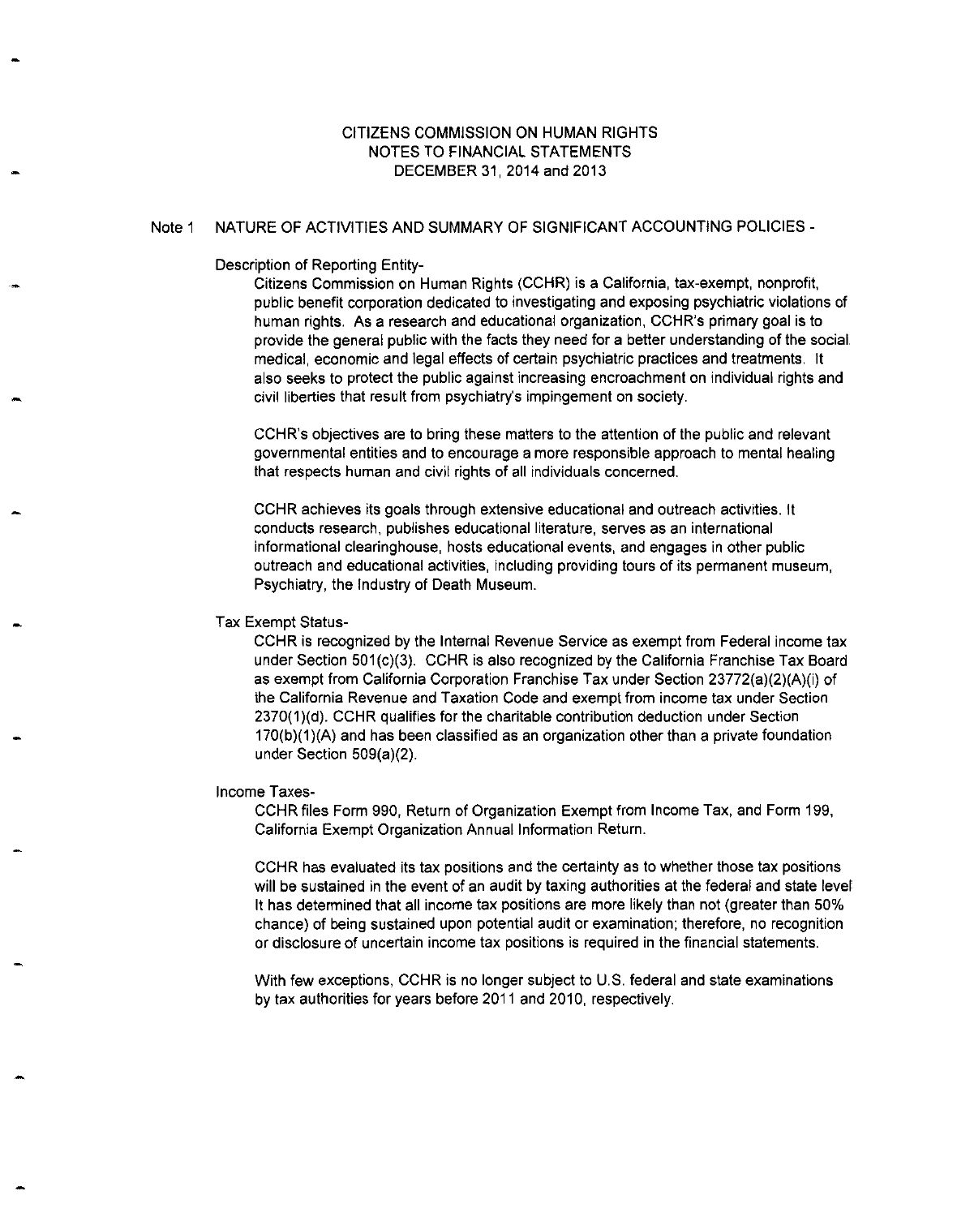# CITIZENS COMMISSION ON HUMAN RIGHTS
## NOTES TO FINANCIAL STATEMENTS
## DECEMBER 31, 2014 and 2013

### Note 1 NATURE OF ACTIVITIES AND SUMMARY OF SIGNIFICANT ACCOUNTING POLICIES -

**Description of Reporting Entity-**

Citizens Commission on Human Rights (CCHR) is a California, tax-exempt, nonprofit, public benefit corporation dedicated to investigating and exposing psychiatric violations of human rights. As a research and educational organization, CCHR's primary goal is to provide the general public with the facts they need for a better understanding of the social medical, economic and legal effects of certain psychiatric practices and treatments. It also seeks to protect the public against increasing encroachment on individual rights and civil liberties that result from psychiatry's impingement on society.

CCHR's objectives are to bring these matters to the attention of the public and relevant governmental entities and to encourage a more responsible approach to mental healing that respects human and civil rights of all individuals concerned.

CCHR achieves its goals through extensive educational and outreach activities. It conducts research, publishes educational literature, serves as an international informational clearinghouse, hosts educational events, and engages in other public outreach and educational activities, including providing tours of its permanent museum, Psychiatry, the Industry of Death Museum.

**Tax Exempt Status-**

CCHR is recognized by the Internal Revenue Service as exempt from Federal income tax under Section 501(c)(3). CCHR is also recognized by the California Franchise Tax Board as exempt from California Corporation Franchise Tax under Section 23772(a)(2)(A)(i) of the California Revenue and Taxation Code and exempt from income tax under Section 2370(1)(d). CCHR qualifies for the charitable contribution deduction under Section 170(b)(1)(A) and has been classified as an organization other than a private foundation under Section 509(a)(2).

**Income Taxes-**

CCHR files Form 990, Return of Organization Exempt from Income Tax, and Form 199, California Exempt Organization Annual Information Return.

CCHR has evaluated its tax positions and the certainty as to whether those tax positions will be sustained in the event of an audit by taxing authorities at the federal and state level It has determined that all income tax positions are more likely than not (greater than 50% chance) of being sustained upon potential audit or examination; therefore, no recognition or disclosure of uncertain income tax positions is required in the financial statements.

With few exceptions, CCHR is no longer subject to U.S. federal and state examinations by tax authorities for years before 2011 and 2010, respectively.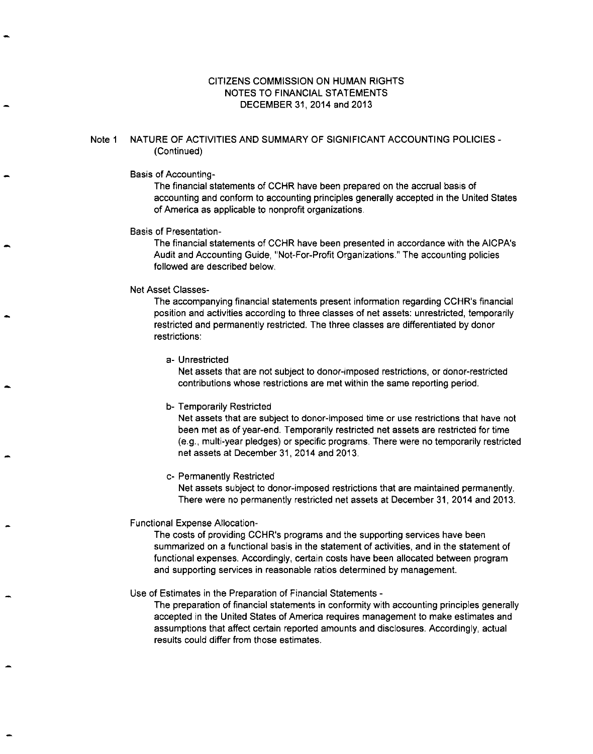# CITIZENS COMMISSION ON HUMAN RIGHTS
## NOTES TO FINANCIAL STATEMENTS
## DECEMBER 31, 2014 and 2013

Note 1 NATURE OF ACTIVITIES AND SUMMARY OF SIGNIFICANT ACCOUNTING POLICIES - (Continued)

Basis of Accounting-

The financial statements of CCHR have been prepared on the accrual basis of accounting and conform to accounting principles generally accepted in the United States of America as applicable to nonprofit organizations.

Basis of Presentation-

The financial statements of CCHR have been presented in accordance with the AICPA's Audit and Accounting Guide, "Not-For-Profit Organizations." The accounting policies followed are described below.

Net Asset Classes-

The accompanying financial statements present information regarding CCHR's financial position and activities according to three classes of net assets: unrestricted, temporarily restricted and permanently restricted. The three classes are differentiated by donor restrictions:

a- Unrestricted

Net assets that are not subject to donor-imposed restrictions, or donor-restricted contributions whose restrictions are met within the same reporting period.

b- Temporarily Restricted

Net assets that are subject to donor-imposed time or use restrictions that have not been met as of year-end. Temporarily restricted net assets are restricted for time (e.g., multi-year pledges) or specific programs. There were no temporarily restricted net assets at December 31, 2014 and 2013.

c- Permanently Restricted

Net assets subject to donor-imposed restrictions that are maintained permanently. There were no permanently restricted net assets at December 31, 2014 and 2013.

Functional Expense Allocation-

The costs of providing CCHR's programs and the supporting services have been summarized on a functional basis in the statement of activities, and in the statement of functional expenses. Accordingly, certain costs have been allocated between program and supporting services in reasonable ratios determined by management.

Use of Estimates in the Preparation of Financial Statements -

The preparation of financial statements in conformity with accounting principles generally accepted in the United States of America requires management to make estimates and assumptions that affect certain reported amounts and disclosures. Accordingly, actual results could differ from those estimates.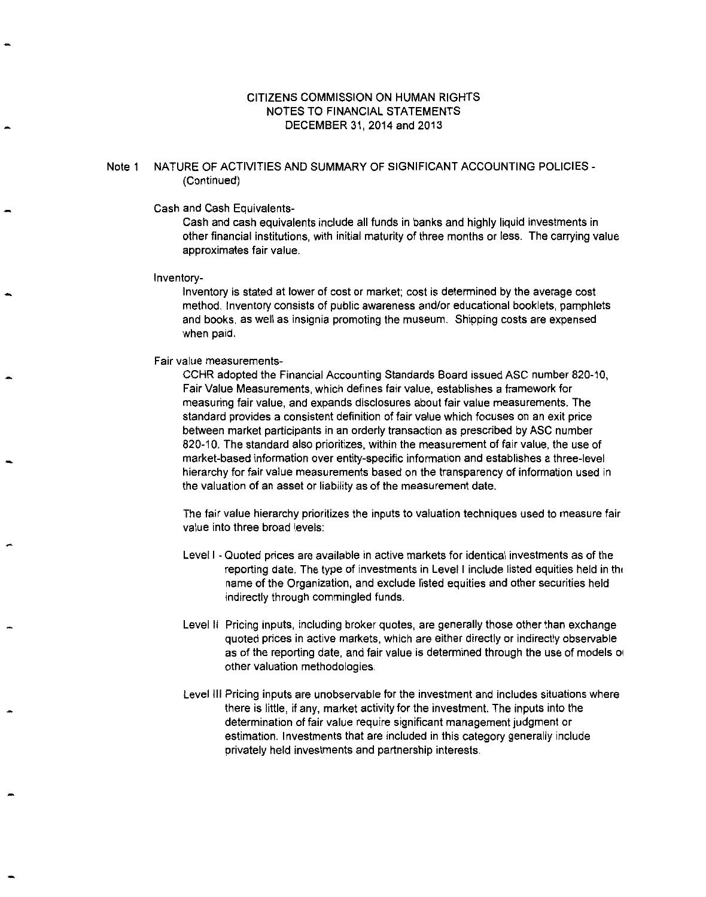# CITIZENS COMMISSION ON HUMAN RIGHTS
## NOTES TO FINANCIAL STATEMENTS
## DECEMBER 31, 2014 and 2013

Note 1 NATURE OF ACTIVITIES AND SUMMARY OF SIGNIFICANT ACCOUNTING POLICIES - (Continued)

Cash and Cash Equivalents-

Cash and cash equivalents include all funds in banks and highly liquid investments in other financial institutions, with initial maturity of three months or less. The carrying value approximates fair value.

Inventory-

Inventory is stated at lower of cost or market; cost is determined by the average cost method. Inventory consists of public awareness and/or educational booklets, pamphlets and books, as well as insignia promoting the museum. Shipping costs are expensed when paid.

Fair value measurements-

CCHR adopted the Financial Accounting Standards Board issued ASC number 820-10, Fair Value Measurements, which defines fair value, establishes a framework for measuring fair value, and expands disclosures about fair value measurements. The standard provides a consistent definition of fair value which focuses on an exit price between market participants in an orderly transaction as prescribed by ASC number 820-10. The standard also prioritizes, within the measurement of fair value, the use of market-based information over entity-specific information and establishes a three-level hierarchy for fair value measurements based on the transparency of information used in the valuation of an asset or liability as of the measurement date.

The fair value hierarchy prioritizes the inputs to valuation techniques used to measure fair value into three broad levels:

Level I - Quoted prices are available in active markets for identical investments as of the reporting date. The type of investments in Level I include listed equities held in the name of the Organization, and exclude listed equities and other securities held indirectly through commingled funds.

Level II Pricing inputs, including broker quotes, are generally those other than exchange quoted prices in active markets, which are either directly or indirectly observable as of the reporting date, and fair value is determined through the use of models or other valuation methodologies.

Level III Pricing inputs are unobservable for the investment and includes situations where there is little, if any, market activity for the investment. The inputs into the determination of fair value require significant management judgment or estimation. Investments that are included in this category generally include privately held investments and partnership interests.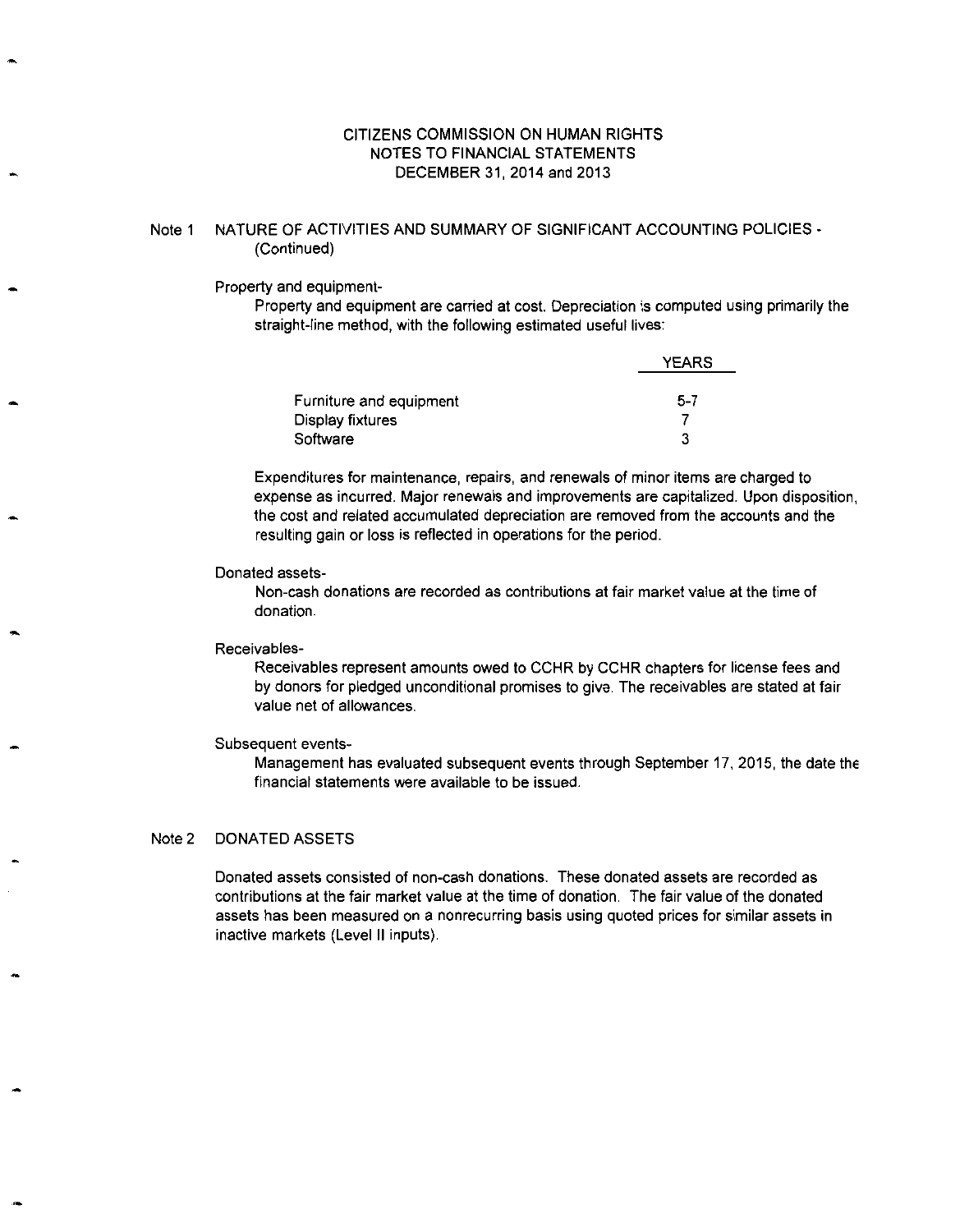# CITIZENS COMMISSION ON HUMAN RIGHTS
## NOTES TO FINANCIAL STATEMENTS
## DECEMBER 31, 2014 and 2013

### Note 1 NATURE OF ACTIVITIES AND SUMMARY OF SIGNIFICANT ACCOUNTING POLICIES - (Continued)

**Property and equipment-**

Property and equipment are carried at cost. Depreciation is computed using primarily the straight-line method, with the following estimated useful lives:

| | YEARS |
|---|---|
| Furniture and equipment | 5-7 |
| Display fixtures | 7 |
| Software | 3 |

Expenditures for maintenance, repairs, and renewals of minor items are charged to expense as incurred. Major renewals and improvements are capitalized. Upon disposition, the cost and related accumulated depreciation are removed from the accounts and the resulting gain or loss is reflected in operations for the period.

**Donated assets-**

Non-cash donations are recorded as contributions at fair market value at the time of donation.

**Receivables-**

Receivables represent amounts owed to CCHR by CCHR chapters for license fees and by donors for pledged unconditional promises to give. The receivables are stated at fair value net of allowances.

**Subsequent events-**

Management has evaluated subsequent events through September 17, 2015, the date the financial statements were available to be issued.

### Note 2 DONATED ASSETS

Donated assets consisted of non-cash donations. These donated assets are recorded as contributions at the fair market value at the time of donation. The fair value of the donated assets has been measured on a nonrecurring basis using quoted prices for similar assets in inactive markets (Level II inputs).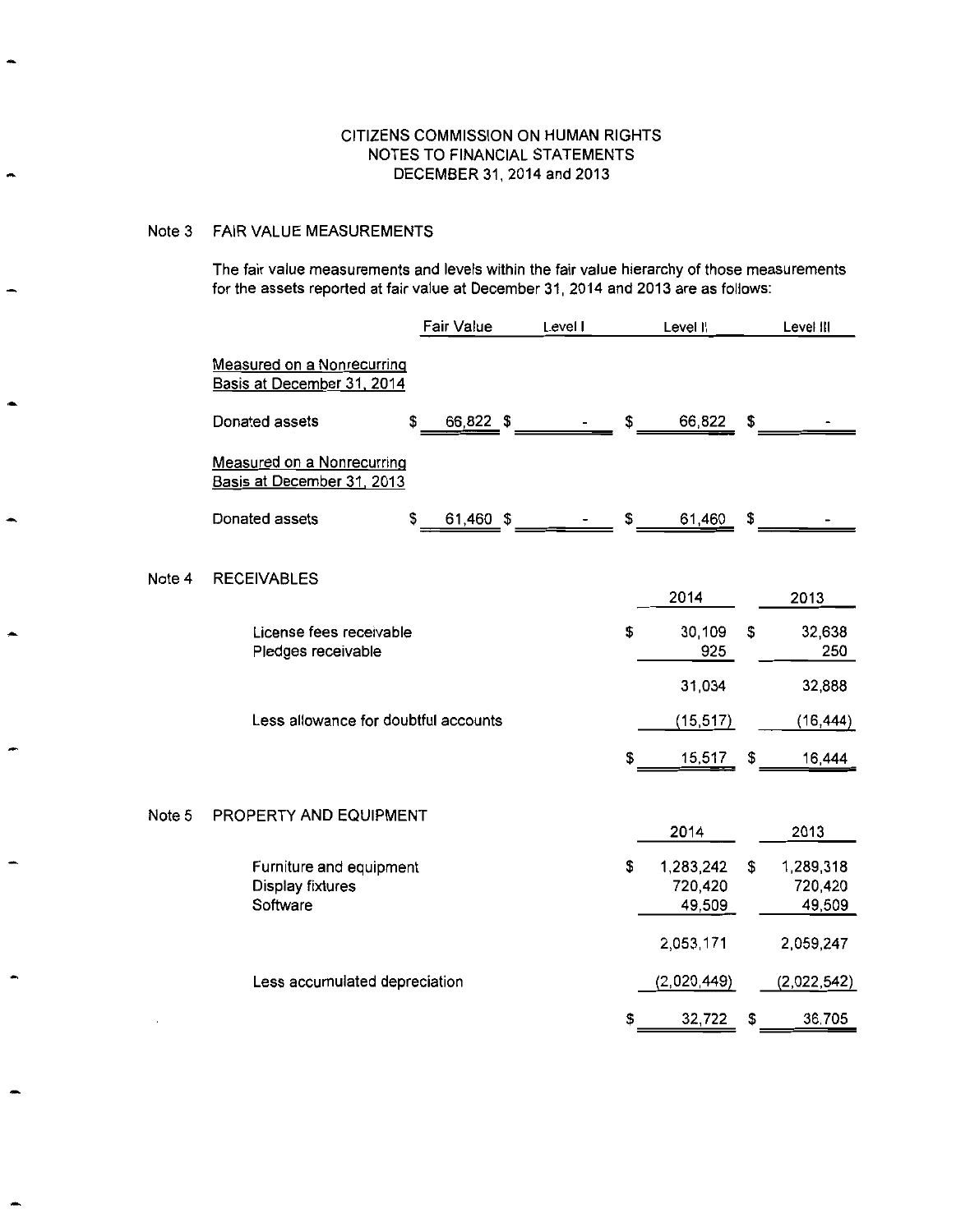# CITIZENS COMMISSION ON HUMAN RIGHTS
## NOTES TO FINANCIAL STATEMENTS
## DECEMBER 31, 2014 and 2013

### Note 3 FAIR VALUE MEASUREMENTS

The fair value measurements and levels within the fair value hierarchy of those measurements for the assets reported at fair value at December 31, 2014 and 2013 are as follows:

| | Fair Value | Level I | Level II | Level III |
|---|---|---|---|---|
| Measured on a Nonrecurring Basis at December 31, 2014 | | | | |
| Donated assets | $ 66,822 | $ - | $ 66,822 | $ - |
| Measured on a Nonrecurring Basis at December 31, 2013 | | | | |
| Donated assets | $ 61,460 | $ - | $ 61,460 | $ - |

### Note 4 RECEIVABLES

| | 2014 | 2013 |
|---|---|---|
| License fees receivable | $ 30,109 | $ 32,638 |
| Pledges receivable | 925 | 250 |
| | 31,034 | 32,888 |
| Less allowance for doubtful accounts | (15,517) | (16,444) |
| | $ 15,517 | $ 16,444 |

### Note 5 PROPERTY AND EQUIPMENT

| | 2014 | 2013 |
|---|---|---|
| Furniture and equipment | $ 1,283,242 | $ 1,289,318 |
| Display fixtures | 720,420 | 720,420 |
| Software | 49,509 | 49,509 |
| | 2,053,171 | 2,059,247 |
| Less accumulated depreciation | (2,020,449) | (2,022,542) |
| | $ 32,722 | $ 36,705 |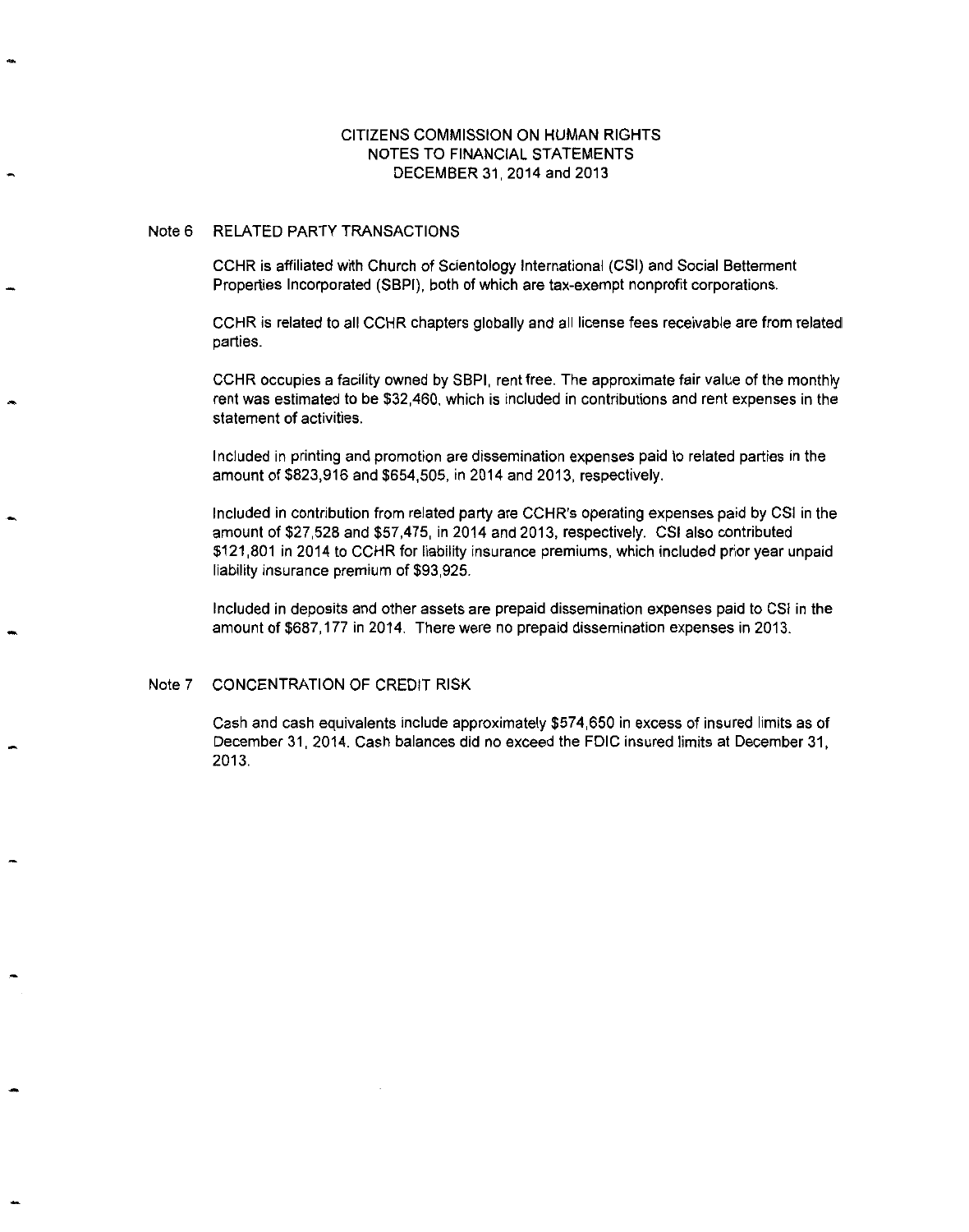CITIZENS COMMISSION ON HUMAN RIGHTS
NOTES TO FINANCIAL STATEMENTS
DECEMBER 31, 2014 and 2013

## Note 6 RELATED PARTY TRANSACTIONS

CCHR is affiliated with Church of Scientology International (CSI) and Social Betterment Properties Incorporated (SBPI), both of which are tax-exempt nonprofit corporations.

CCHR is related to all CCHR chapters globally and all license fees receivable are from related parties.

CCHR occupies a facility owned by SBPI, rent free. The approximate fair value of the monthly rent was estimated to be $32,460, which is included in contributions and rent expenses in the statement of activities.

Included in printing and promotion are dissemination expenses paid to related parties in the amount of $823,916 and $654,505, in 2014 and 2013, respectively.

Included in contribution from related party are CCHR's operating expenses paid by CSI in the amount of $27,528 and $57,475, in 2014 and 2013, respectively. CSI also contributed $121,801 in 2014 to CCHR for liability insurance premiums, which included prior year unpaid liability insurance premium of $93,925.

Included in deposits and other assets are prepaid dissemination expenses paid to CSI in the amount of $687,177 in 2014. There were no prepaid dissemination expenses in 2013.

## Note 7 CONCENTRATION OF CREDIT RISK

Cash and cash equivalents include approximately $574,650 in excess of insured limits as of December 31, 2014. Cash balances did no exceed the FDIC insured limits at December 31, 2013.